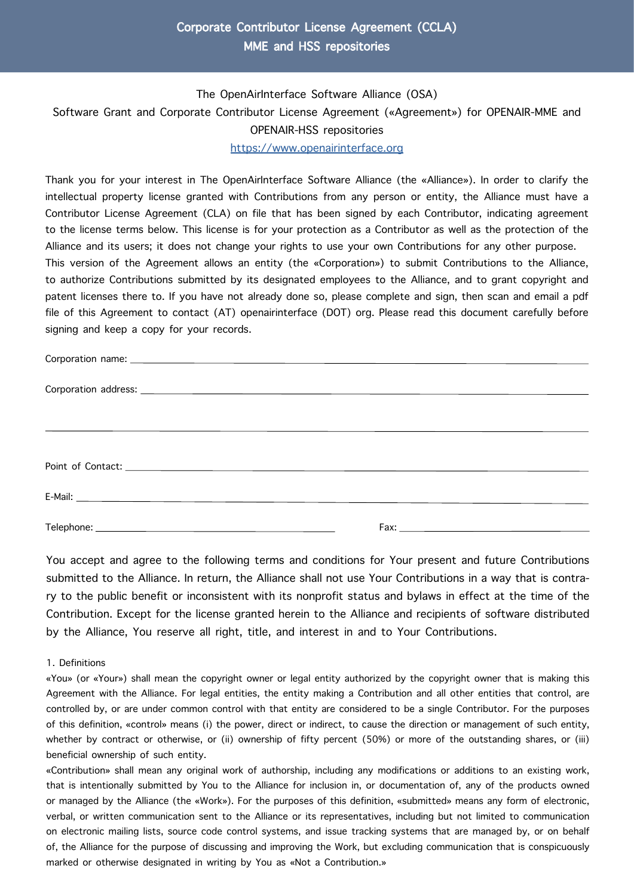# Corporate Contributor License Agreement (CCLA)
# MME and HSS repositories

The OpenAirInterface Software Alliance (OSA)

Software Grant and Corporate Contributor License Agreement («Agreement») for OPENAIR-MME and OPENAIR-HSS repositories

https://www.openairinterface.org

Thank you for your interest in The OpenAirInterface Software Alliance (the «Alliance»). In order to clarify the intellectual property license granted with Contributions from any person or entity, the Alliance must have a Contributor License Agreement (CLA) on file that has been signed by each Contributor, indicating agreement to the license terms below. This license is for your protection as a Contributor as well as the protection of the Alliance and its users; it does not change your rights to use your own Contributions for any other purpose.

This version of the Agreement allows an entity (the «Corporation») to submit Contributions to the Alliance, to authorize Contributions submitted by its designated employees to the Alliance, and to grant copyright and patent licenses there to. If you have not already done so, please complete and sign, then scan and email a pdf file of this Agreement to contact (AT) openairinterface (DOT) org. Please read this document carefully before signing and keep a copy for your records.

Corporation name: ______________________________________________

Corporation address: ______________________________________________

______________________________________________

Point of Contact: ______________________________________________

E-Mail: ______________________________________________

Telephone: ________________________ Fax: ________________________

You accept and agree to the following terms and conditions for Your present and future Contributions submitted to the Alliance. In return, the Alliance shall not use Your Contributions in a way that is contrary to the public benefit or inconsistent with its nonprofit status and bylaws in effect at the time of the Contribution. Except for the license granted herein to the Alliance and recipients of software distributed by the Alliance, You reserve all right, title, and interest in and to Your Contributions.

1. Definitions

«You» (or «Your») shall mean the copyright owner or legal entity authorized by the copyright owner that is making this Agreement with the Alliance. For legal entities, the entity making a Contribution and all other entities that control, are controlled by, or are under common control with that entity are considered to be a single Contributor. For the purposes of this definition, «control» means (i) the power, direct or indirect, to cause the direction or management of such entity, whether by contract or otherwise, or (ii) ownership of fifty percent (50%) or more of the outstanding shares, or (iii) beneficial ownership of such entity.

«Contribution» shall mean any original work of authorship, including any modifications or additions to an existing work, that is intentionally submitted by You to the Alliance for inclusion in, or documentation of, any of the products owned or managed by the Alliance (the «Work»). For the purposes of this definition, «submitted» means any form of electronic, verbal, or written communication sent to the Alliance or its representatives, including but not limited to communication on electronic mailing lists, source code control systems, and issue tracking systems that are managed by, or on behalf of, the Alliance for the purpose of discussing and improving the Work, but excluding communication that is conspicuously marked or otherwise designated in writing by You as «Not a Contribution.»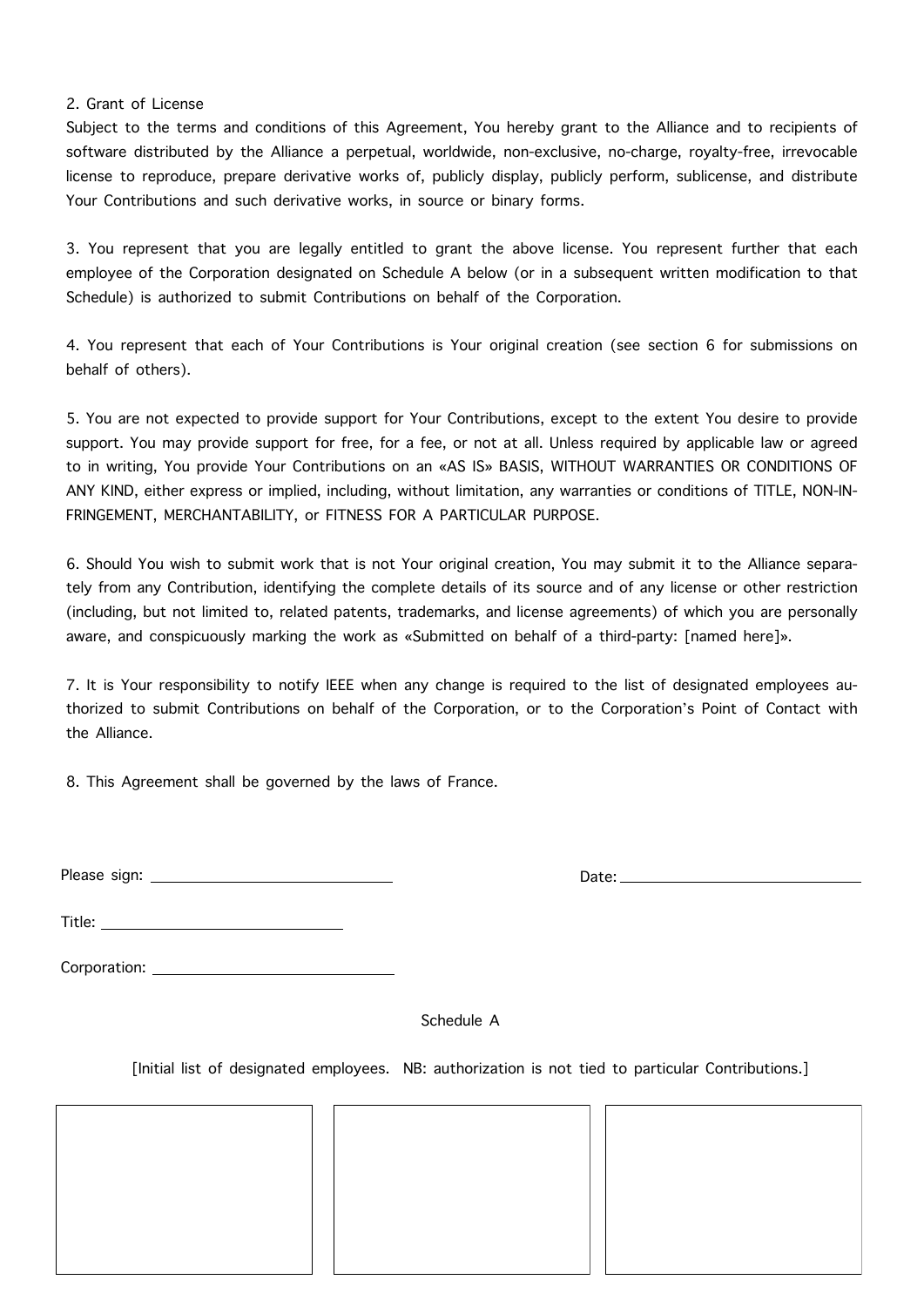2. Grant of License

Subject to the terms and conditions of this Agreement, You hereby grant to the Alliance and to recipients of software distributed by the Alliance a perpetual, worldwide, non-exclusive, no-charge, royalty-free, irrevocable license to reproduce, prepare derivative works of, publicly display, publicly perform, sublicense, and distribute Your Contributions and such derivative works, in source or binary forms.

3. You represent that you are legally entitled to grant the above license. You represent further that each employee of the Corporation designated on Schedule A below (or in a subsequent written modification to that Schedule) is authorized to submit Contributions on behalf of the Corporation.

4. You represent that each of Your Contributions is Your original creation (see section 6 for submissions on behalf of others).

5. You are not expected to provide support for Your Contributions, except to the extent You desire to provide support. You may provide support for free, for a fee, or not at all. Unless required by applicable law or agreed to in writing, You provide Your Contributions on an «AS IS» BASIS, WITHOUT WARRANTIES OR CONDITIONS OF ANY KIND, either express or implied, including, without limitation, any warranties or conditions of TITLE, NON-INFRINGEMENT, MERCHANTABILITY, or FITNESS FOR A PARTICULAR PURPOSE.

6. Should You wish to submit work that is not Your original creation, You may submit it to the Alliance separately from any Contribution, identifying the complete details of its source and of any license or other restriction (including, but not limited to, related patents, trademarks, and license agreements) of which you are personally aware, and conspicuously marking the work as «Submitted on behalf of a third-party: [named here]».

7. It is Your responsibility to notify IEEE when any change is required to the list of designated employees authorized to submit Contributions on behalf of the Corporation, or to the Corporation's Point of Contact with the Alliance.

8. This Agreement shall be governed by the laws of France.

Please sign: ______________________________ Date: ______________________________

Title: ______________________________

Corporation: ______________________________

Schedule A

[Initial list of designated employees. NB: authorization is not tied to particular Contributions.]

| | | |
|---|---|---|
| | | |